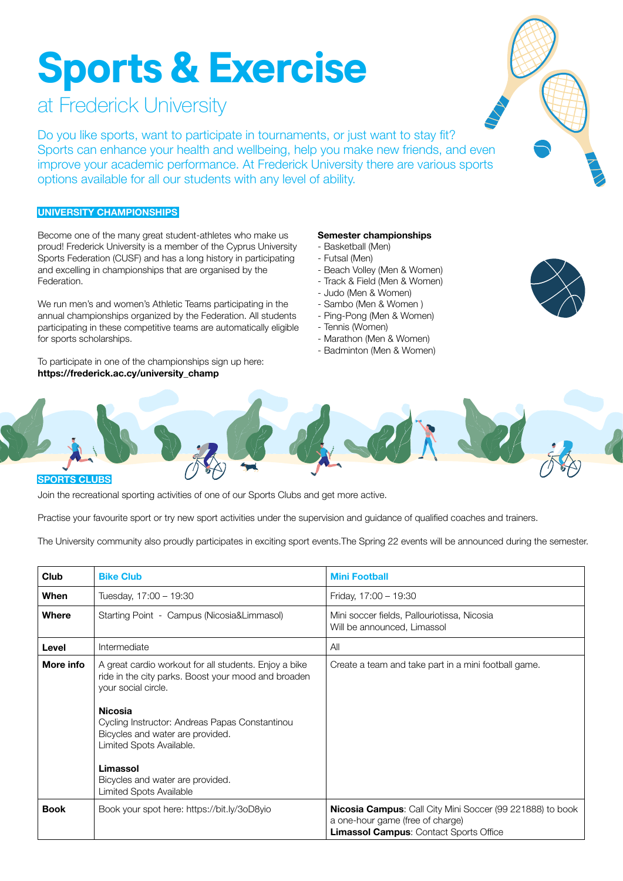# Sports & Exercise

## at Frederick University

Do you like sports, want to participate in tournaments, or just want to stay fit? Sports can enhance your health and wellbeing, help you make new friends, and even improve your academic performance. At Frederick University there are various sports options available for all our students with any level of ability.

### UNIVERSITY CHAMPIONSHIPS

Become one of the many great student-athletes who make us proud! Frederick University is a member of the Cyprus University Sports Federation (CUSF) and has a long history in participating and excelling in championships that are organised by the Federation.

We run men's and women's Athletic Teams participating in the annual championships organized by the Federation. All students participating in these competitive teams are automatically eligible for sports scholarships.

To participate in one of the championships sign up here:
**https://frederick.ac.cy/university_champ**

**Semester championships**

- Basketball (Men)
- Futsal (Men)
- Beach Volley (Men & Women)
- Track & Field (Men & Women)
- Judo (Men & Women)
- Sambo (Men & Women )
- Ping-Pong (Men & Women)
- Tennis (Women)
- Marathon (Men & Women)
- Badminton (Men & Women)

### SPORTS CLUBS

Join the recreational sporting activities of one of our Sports Clubs and get more active.

Practise your favourite sport or try new sport activities under the supervision and guidance of qualified coaches and trainers.

The University community also proudly participates in exciting sport events.The Spring 22 events will be announced during the semester.

| **Club** | **Bike Club** | **Mini Football** |
|---|---|---|
| **When** | Tuesday, 17:00 – 19:30 | Friday, 17:00 – 19:30 |
| **Where** | Starting Point - Campus (Nicosia&Limmasol) | Mini soccer fields, Pallouriotissa, Nicosia<br>Will be announced, Limassol |
| **Level** | Intermediate | All |
| **More info** | A great cardio workout for all students. Enjoy a bike ride in the city parks. Boost your mood and broaden your social circle.<br><br>**Nicosia**<br>Cycling Instructor: Andreas Papas Constantinou<br>Bicycles and water are provided.<br>Limited Spots Available.<br><br>**Limassol**<br>Bicycles and water are provided.<br>Limited Spots Available | Create a team and take part in a mini football game. |
| **Book** | Book your spot here: https://bit.ly/3oD8yio | **Nicosia Campus**: Call City Mini Soccer (99 221888) to book a one-hour game (free of charge)<br>**Limassol Campus**: Contact Sports Office |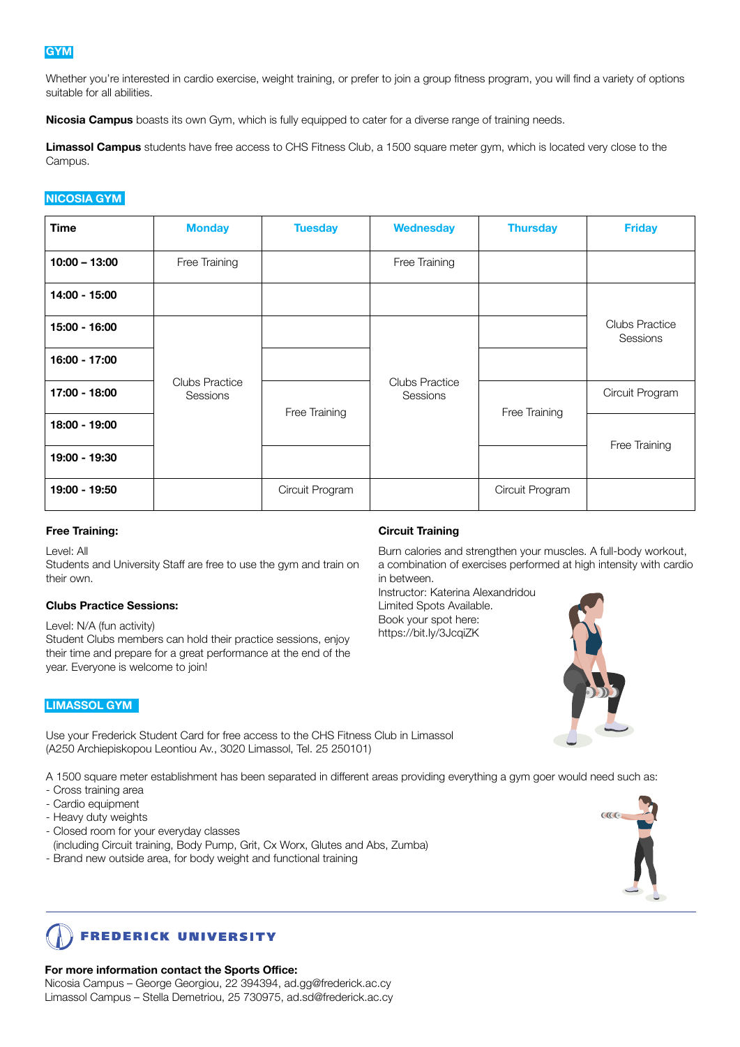## GYM

Whether you're interested in cardio exercise, weight training, or prefer to join a group fitness program, you will find a variety of options suitable for all abilities.

**Nicosia Campus** boasts its own Gym, which is fully equipped to cater for a diverse range of training needs.

**Limassol Campus** students have free access to CHS Fitness Club, a 1500 square meter gym, which is located very close to the Campus.

## NICOSIA GYM

| Time | Monday | Tuesday | Wednesday | Thursday | Friday |
| --- | --- | --- | --- | --- | --- |
| **10:00 – 13:00** | Free Training | | Free Training | | |
| **14:00 - 15:00** | | | | | Clubs Practice Sessions |
| **15:00 - 16:00** | Clubs Practice Sessions | | Clubs Practice Sessions | | Clubs Practice Sessions |
| **16:00 - 17:00** | Clubs Practice Sessions | | Clubs Practice Sessions | | Clubs Practice Sessions |
| **17:00 - 18:00** | Clubs Practice Sessions | Free Training | Clubs Practice Sessions | Free Training | Circuit Program |
| **18:00 - 19:00** | Clubs Practice Sessions | Free Training | Clubs Practice Sessions | Free Training | Free Training |
| **19:00 - 19:30** | Clubs Practice Sessions | | Clubs Practice Sessions | | Free Training |
| **19:00 - 19:50** | | Circuit Program | | Circuit Program | |

**Free Training:**

Level: All
Students and University Staff are free to use the gym and train on their own.

**Clubs Practice Sessions:**

Level: N/A (fun activity)
Student Clubs members can hold their practice sessions, enjoy their time and prepare for a great performance at the end of the year. Everyone is welcome to join!

**Circuit Training**

Burn calories and strengthen your muscles. A full-body workout, a combination of exercises performed at high intensity with cardio in between.
Instructor: Katerina Alexandridou
Limited Spots Available.
Book your spot here:
https://bit.ly/3JcqiZK

## LIMASSOL GYM

Use your Frederick Student Card for free access to the CHS Fitness Club in Limassol (A250 Archiepiskopou Leontiou Av., 3020 Limassol, Tel. 25 250101)

A 1500 square meter establishment has been separated in different areas providing everything a gym goer would need such as:
- Cross training area
- Cardio equipment
- Heavy duty weights
- Closed room for your everyday classes (including Circuit training, Body Pump, Grit, Cx Worx, Glutes and Abs, Zumba)
- Brand new outside area, for body weight and functional training

FREDERICK UNIVERSITY

**For more information contact the Sports Office:**
Nicosia Campus – George Georgiou, 22 394394, ad.gg@frederick.ac.cy
Limassol Campus – Stella Demetriou, 25 730975, ad.sd@frederick.ac.cy